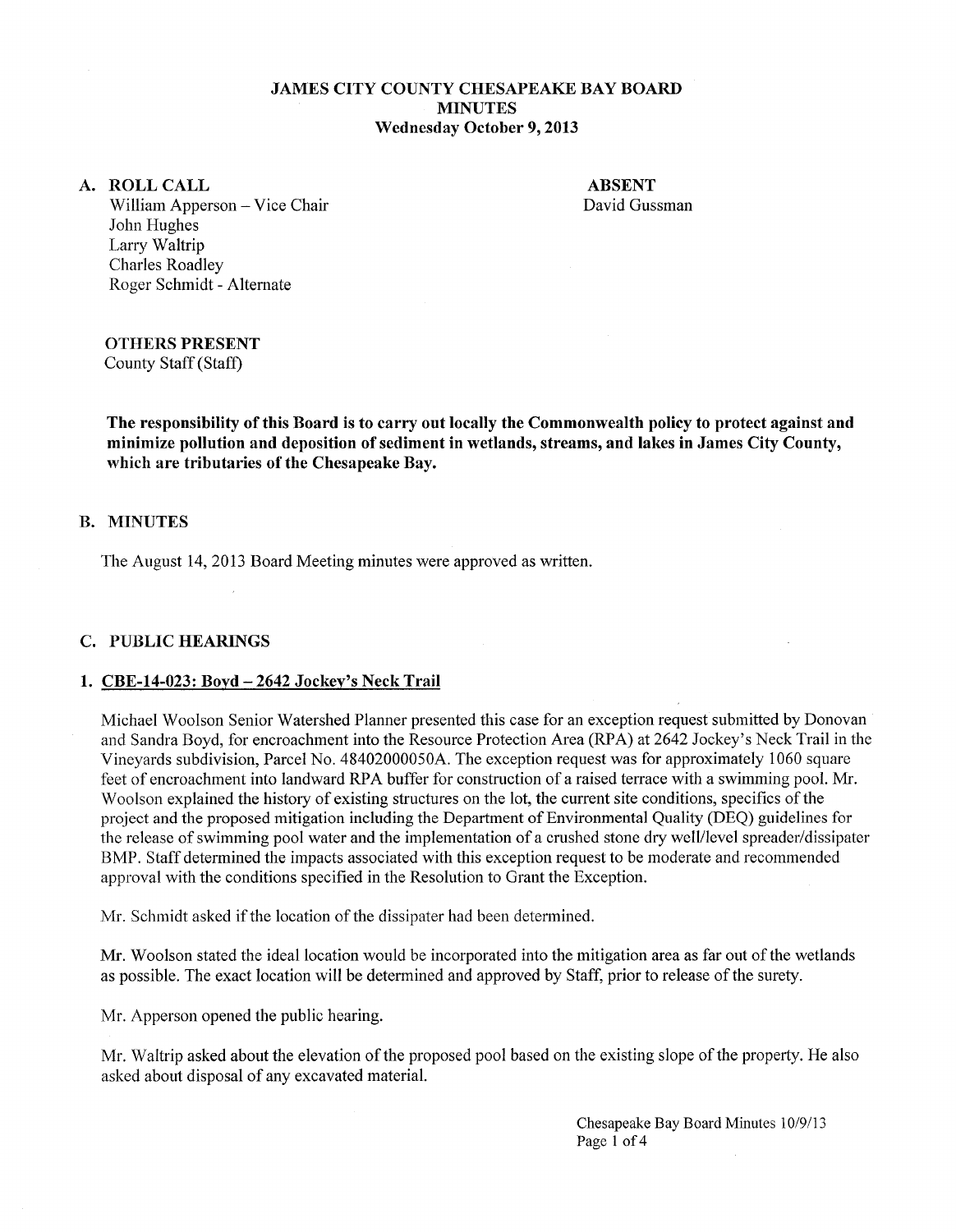# JAMES CITY COUNTY CHESAPEAKE BAY BOARD
## MINUTES
### Wednesday October 9, 2013

**A. ROLL CALL**

William Apperson – Vice Chair
John Hughes
Larry Waltrip
Charles Roadley
Roger Schmidt - Alternate

**ABSENT**

David Gussman

**OTHERS PRESENT**

County Staff (Staff)

**The responsibility of this Board is to carry out locally the Commonwealth policy to protect against and minimize pollution and deposition of sediment in wetlands, streams, and lakes in James City County, which are tributaries of the Chesapeake Bay.**

**B. MINUTES**

The August 14, 2013 Board Meeting minutes were approved as written.

**C. PUBLIC HEARINGS**

**1. CBE-14-023: Boyd – 2642 Jockey's Neck Trail**

Michael Woolson Senior Watershed Planner presented this case for an exception request submitted by Donovan and Sandra Boyd, for encroachment into the Resource Protection Area (RPA) at 2642 Jockey's Neck Trail in the Vineyards subdivision, Parcel No. 48402000050A. The exception request was for approximately 1060 square feet of encroachment into landward RPA buffer for construction of a raised terrace with a swimming pool. Mr. Woolson explained the history of existing structures on the lot, the current site conditions, specifics of the project and the proposed mitigation including the Department of Environmental Quality (DEQ) guidelines for the release of swimming pool water and the implementation of a crushed stone dry well/level spreader/dissipater BMP. Staff determined the impacts associated with this exception request to be moderate and recommended approval with the conditions specified in the Resolution to Grant the Exception.

Mr. Schmidt asked if the location of the dissipater had been determined.

Mr. Woolson stated the ideal location would be incorporated into the mitigation area as far out of the wetlands as possible. The exact location will be determined and approved by Staff, prior to release of the surety.

Mr. Apperson opened the public hearing.

Mr. Waltrip asked about the elevation of the proposed pool based on the existing slope of the property. He also asked about disposal of any excavated material.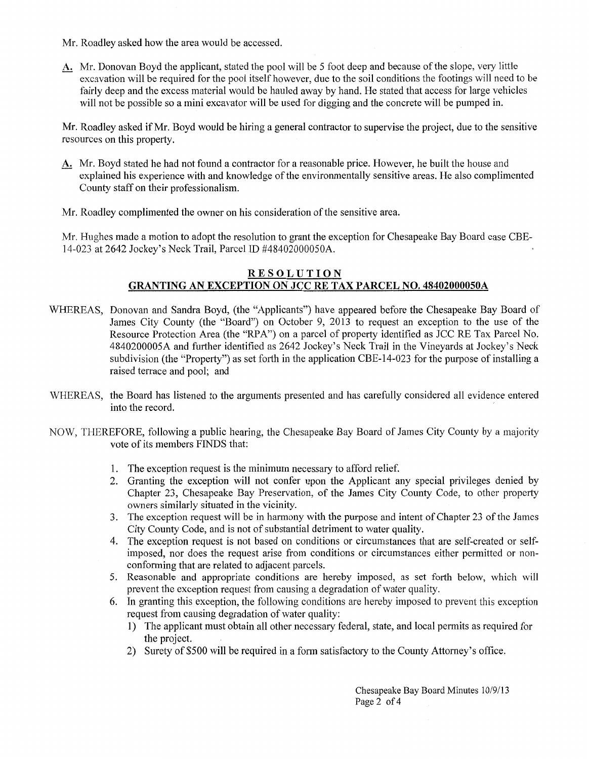Mr. Roadley asked how the area would be accessed.

A. Mr. Donovan Boyd the applicant, stated the pool will be 5 foot deep and because of the slope, very little excavation will be required for the pool itself however, due to the soil conditions the footings will need to be fairly deep and the excess material would be hauled away by hand. He stated that access for large vehicles will not be possible so a mini excavator will be used for digging and the concrete will be pumped in.

Mr. Roadley asked if Mr. Boyd would be hiring a general contractor to supervise the project, due to the sensitive resources on this property.

A. Mr. Boyd stated he had not found a contractor for a reasonable price. However, he built the house and explained his experience with and knowledge of the environmentally sensitive areas. He also complimented County staff on their professionalism.

Mr. Roadley complimented the owner on his consideration of the sensitive area.

Mr. Hughes made a motion to adopt the resolution to grant the exception for Chesapeake Bay Board case CBE-14-023 at 2642 Jockey's Neck Trail, Parcel ID #48402000050A.

## RESOLUTION
## GRANTING AN EXCEPTION ON JCC RE TAX PARCEL NO. 48402000050A

WHEREAS, Donovan and Sandra Boyd, (the "Applicants") have appeared before the Chesapeake Bay Board of James City County (the "Board") on October 9, 2013 to request an exception to the use of the Resource Protection Area (the "RPA") on a parcel of property identified as JCC RE Tax Parcel No. 4840200005A and further identified as 2642 Jockey's Neck Trail in the Vineyards at Jockey's Neck subdivision (the "Property") as set forth in the application CBE-14-023 for the purpose of installing a raised terrace and pool; and

WHEREAS, the Board has listened to the arguments presented and has carefully considered all evidence entered into the record.

NOW, THEREFORE, following a public hearing, the Chesapeake Bay Board of James City County by a majority vote of its members FINDS that:

1. The exception request is the minimum necessary to afford relief.
2. Granting the exception will not confer upon the Applicant any special privileges denied by Chapter 23, Chesapeake Bay Preservation, of the James City County Code, to other property owners similarly situated in the vicinity.
3. The exception request will be in harmony with the purpose and intent of Chapter 23 of the James City County Code, and is not of substantial detriment to water quality.
4. The exception request is not based on conditions or circumstances that are self-created or self-imposed, nor does the request arise from conditions or circumstances either permitted or non-conforming that are related to adjacent parcels.
5. Reasonable and appropriate conditions are hereby imposed, as set forth below, which will prevent the exception request from causing a degradation of water quality.
6. In granting this exception, the following conditions are hereby imposed to prevent this exception request from causing degradation of water quality:
   1) The applicant must obtain all other necessary federal, state, and local permits as required for the project.
   2) Surety of $500 will be required in a form satisfactory to the County Attorney's office.

Chesapeake Bay Board Minutes 10/9/13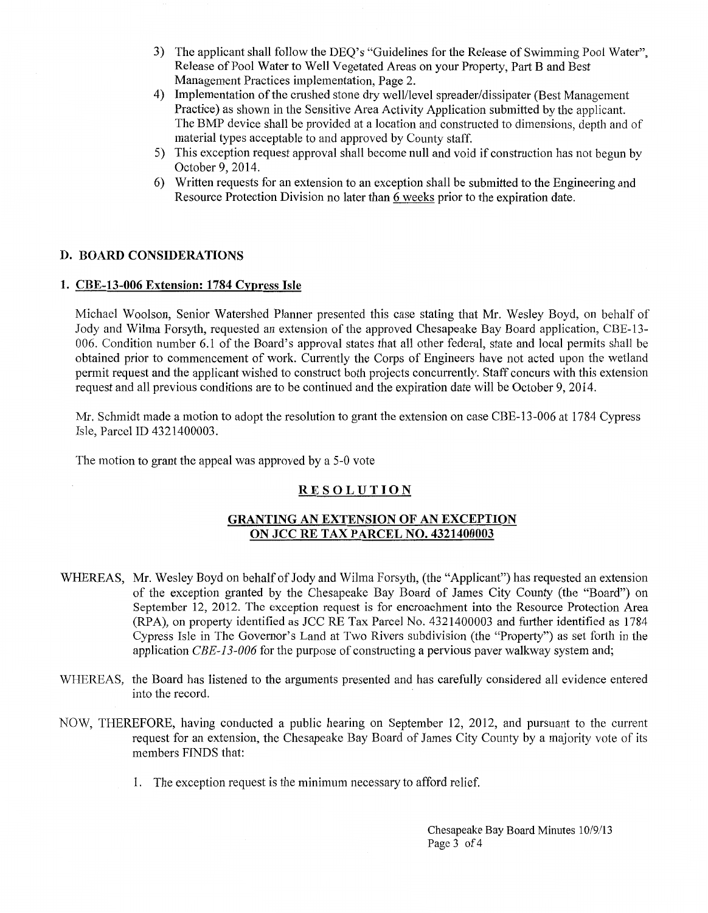3) The applicant shall follow the DEQ's "Guidelines for the Release of Swimming Pool Water", Release of Pool Water to Well Vegetated Areas on your Property, Part B and Best Management Practices implementation, Page 2.
4) Implementation of the crushed stone dry well/level spreader/dissipater (Best Management Practice) as shown in the Sensitive Area Activity Application submitted by the applicant. The BMP device shall be provided at a location and constructed to dimensions, depth and of material types acceptable to and approved by County staff.
5) This exception request approval shall become null and void if construction has not begun by October 9, 2014.
6) Written requests for an extension to an exception shall be submitted to the Engineering and Resource Protection Division no later than 6 weeks prior to the expiration date.

## D. BOARD CONSIDERATIONS

### 1. CBE-13-006 Extension: 1784 Cypress Isle

Michael Woolson, Senior Watershed Planner presented this case stating that Mr. Wesley Boyd, on behalf of Jody and Wilma Forsyth, requested an extension of the approved Chesapeake Bay Board application, CBE-13-006. Condition number 6.1 of the Board's approval states that all other federal, state and local permits shall be obtained prior to commencement of work. Currently the Corps of Engineers have not acted upon the wetland permit request and the applicant wished to construct both projects concurrently. Staff concurs with this extension request and all previous conditions are to be continued and the expiration date will be October 9, 2014.

Mr. Schmidt made a motion to adopt the resolution to grant the extension on case CBE-13-006 at 1784 Cypress Isle, Parcel ID 4321400003.

The motion to grant the appeal was approved by a 5-0 vote

## RESOLUTION

### GRANTING AN EXTENSION OF AN EXCEPTION ON JCC RE TAX PARCEL NO. 4321400003

WHEREAS, Mr. Wesley Boyd on behalf of Jody and Wilma Forsyth, (the "Applicant") has requested an extension of the exception granted by the Chesapeake Bay Board of James City County (the "Board") on September 12, 2012. The exception request is for encroachment into the Resource Protection Area (RPA), on property identified as JCC RE Tax Parcel No. 4321400003 and further identified as 1784 Cypress Isle in The Governor's Land at Two Rivers subdivision (the "Property") as set forth in the application *CBE-13-006* for the purpose of constructing a pervious paver walkway system and;

WHEREAS, the Board has listened to the arguments presented and has carefully considered all evidence entered into the record.

NOW, THEREFORE, having conducted a public hearing on September 12, 2012, and pursuant to the current request for an extension, the Chesapeake Bay Board of James City County by a majority vote of its members FINDS that:

1. The exception request is the minimum necessary to afford relief.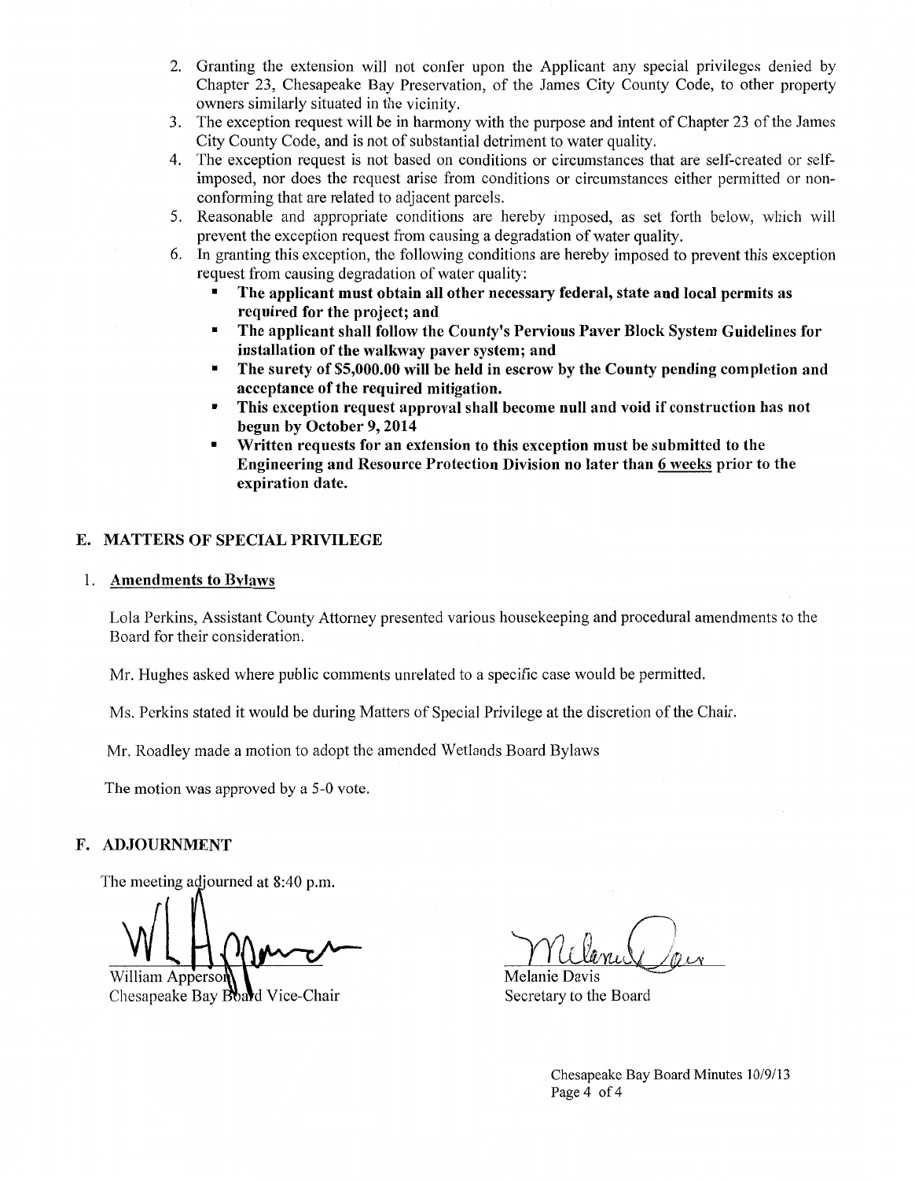2. Granting the extension will not confer upon the Applicant any special privileges denied by Chapter 23, Chesapeake Bay Preservation, of the James City County Code, to other property owners similarly situated in the vicinity.
3. The exception request will be in harmony with the purpose and intent of Chapter 23 of the James City County Code, and is not of substantial detriment to water quality.
4. The exception request is not based on conditions or circumstances that are self-created or self-imposed, nor does the request arise from conditions or circumstances either permitted or non-conforming that are related to adjacent parcels.
5. Reasonable and appropriate conditions are hereby imposed, as set forth below, which will prevent the exception request from causing a degradation of water quality.
6. In granting this exception, the following conditions are hereby imposed to prevent this exception request from causing degradation of water quality:
   - **The applicant must obtain all other necessary federal, state and local permits as required for the project; and**
   - **The applicant shall follow the County's Pervious Paver Block System Guidelines for installation of the walkway paver system; and**
   - **The surety of $5,000.00 will be held in escrow by the County pending completion and acceptance of the required mitigation.**
   - **This exception request approval shall become null and void if construction has not begun by October 9, 2014**
   - **Written requests for an extension to this exception must be submitted to the Engineering and Resource Protection Division no later than <u>6 weeks</u> prior to the expiration date.**

## E. MATTERS OF SPECIAL PRIVILEGE

### 1. Amendments to Bylaws

Lola Perkins, Assistant County Attorney presented various housekeeping and procedural amendments to the Board for their consideration.

Mr. Hughes asked where public comments unrelated to a specific case would be permitted.

Ms. Perkins stated it would be during Matters of Special Privilege at the discretion of the Chair.

Mr. Roadley made a motion to adopt the amended Wetlands Board Bylaws

The motion was approved by a 5-0 vote.

## F. ADJOURNMENT

The meeting adjourned at 8:40 p.m.

William Apperson
Chesapeake Bay Board Vice-Chair

Melanie Davis
Secretary to the Board

Chesapeake Bay Board Minutes 10/9/13